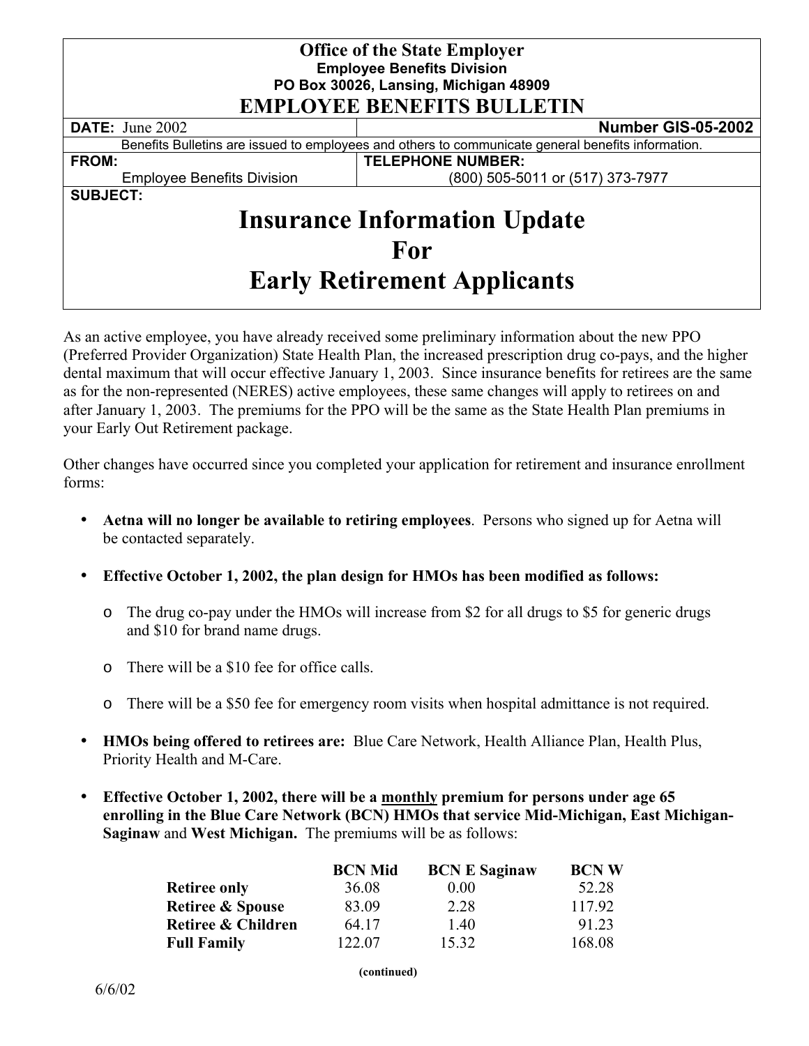**Office of the State Employer**
**Employee Benefits Division**
**PO Box 30026, Lansing, Michigan 48909**

# EMPLOYEE BENEFITS BULLETIN

| **DATE:** June 2002 | **Number GIS-05-2002** |
|---|---|
| Benefits Bulletins are issued to employees and others to communicate general benefits information. | |
| **FROM:** Employee Benefits Division | **TELEPHONE NUMBER:** (800) 505-5011 or (517) 373-7977 |

**SUBJECT:**

# Insurance Information Update For Early Retirement Applicants

As an active employee, you have already received some preliminary information about the new PPO (Preferred Provider Organization) State Health Plan, the increased prescription drug co-pays, and the higher dental maximum that will occur effective January 1, 2003. Since insurance benefits for retirees are the same as for the non-represented (NERES) active employees, these same changes will apply to retirees on and after January 1, 2003. The premiums for the PPO will be the same as the State Health Plan premiums in your Early Out Retirement package.

Other changes have occurred since you completed your application for retirement and insurance enrollment forms:

- **Aetna will no longer be available to retiring employees**. Persons who signed up for Aetna will be contacted separately.
- **Effective October 1, 2002, the plan design for HMOs has been modified as follows:**
  - The drug co-pay under the HMOs will increase from $2 for all drugs to $5 for generic drugs and $10 for brand name drugs.
  - There will be a $10 fee for office calls.
  - There will be a $50 fee for emergency room visits when hospital admittance is not required.
- **HMOs being offered to retirees are:** Blue Care Network, Health Alliance Plan, Health Plus, Priority Health and M-Care.
- **Effective October 1, 2002, there will be a monthly premium for persons under age 65 enrolling in the Blue Care Network (BCN) HMOs that service Mid-Michigan, East Michigan-Saginaw** and **West Michigan.** The premiums will be as follows:

| | BCN Mid | BCN E Saginaw | BCN W |
|---|---|---|---|
| **Retiree only** | 36.08 | 0.00 | 52.28 |
| **Retiree & Spouse** | 83.09 | 2.28 | 117.92 |
| **Retiree & Children** | 64.17 | 1.40 | 91.23 |
| **Full Family** | 122.07 | 15.32 | 168.08 |

(continued)

6/6/02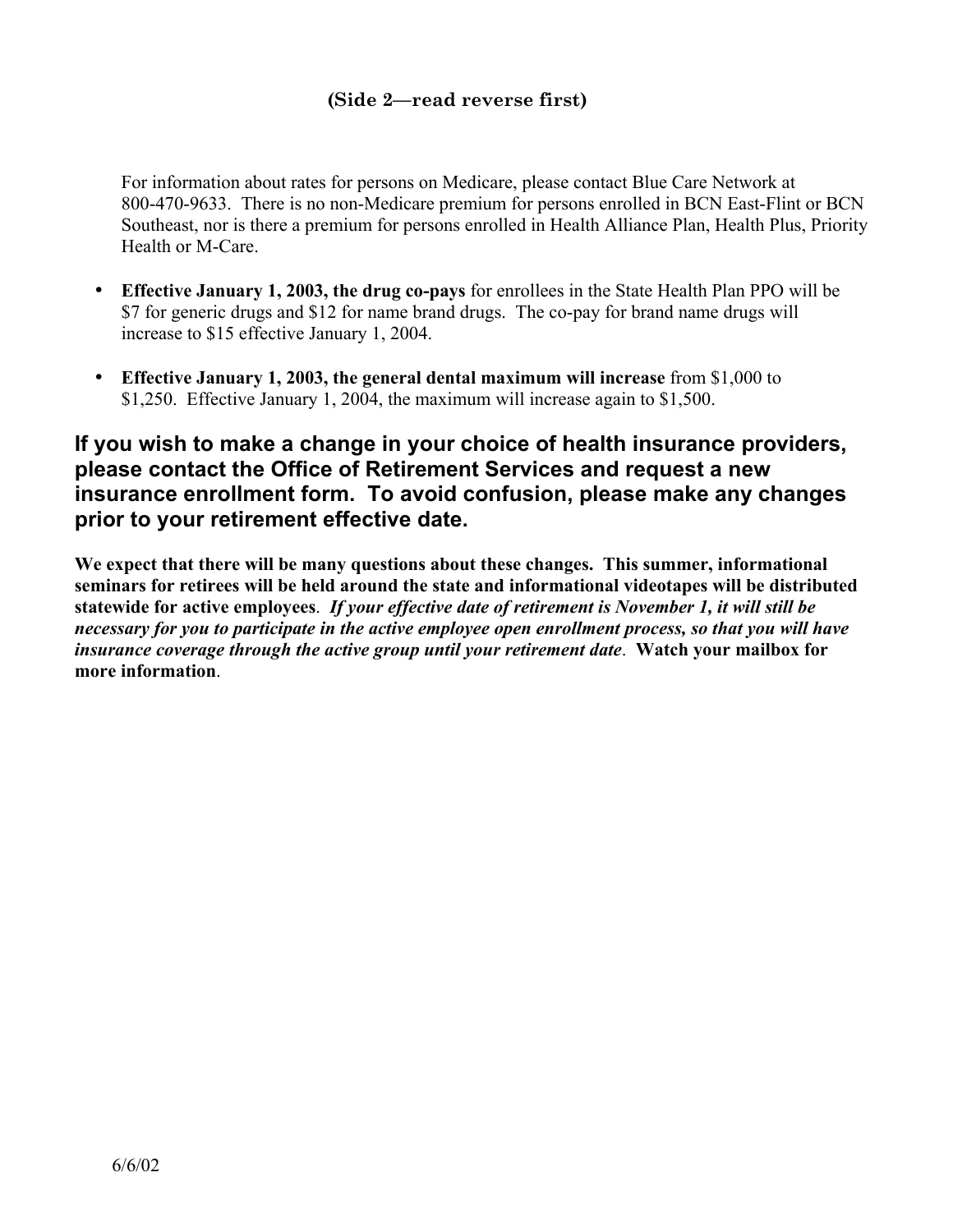**(Side 2—read reverse first)**

For information about rates for persons on Medicare, please contact Blue Care Network at 800-470-9633. There is no non-Medicare premium for persons enrolled in BCN East-Flint or BCN Southeast, nor is there a premium for persons enrolled in Health Alliance Plan, Health Plus, Priority Health or M-Care.

- **Effective January 1, 2003, the drug co-pays** for enrollees in the State Health Plan PPO will be $7 for generic drugs and $12 for name brand drugs. The co-pay for brand name drugs will increase to $15 effective January 1, 2004.

- **Effective January 1, 2003, the general dental maximum will increase** from $1,000 to $1,250. Effective January 1, 2004, the maximum will increase again to $1,500.

**If you wish to make a change in your choice of health insurance providers, please contact the Office of Retirement Services and request a new insurance enrollment form. To avoid confusion, please make any changes prior to your retirement effective date.**

**We expect that there will be many questions about these changes. This summer, informational seminars for retirees will be held around the state and informational videotapes will be distributed statewide for active employees**. ***If your effective date of retirement is November 1, it will still be necessary for you to participate in the active employee open enrollment process, so that you will have insurance coverage through the active group until your retirement date***. **Watch your mailbox for more information**.

6/6/02